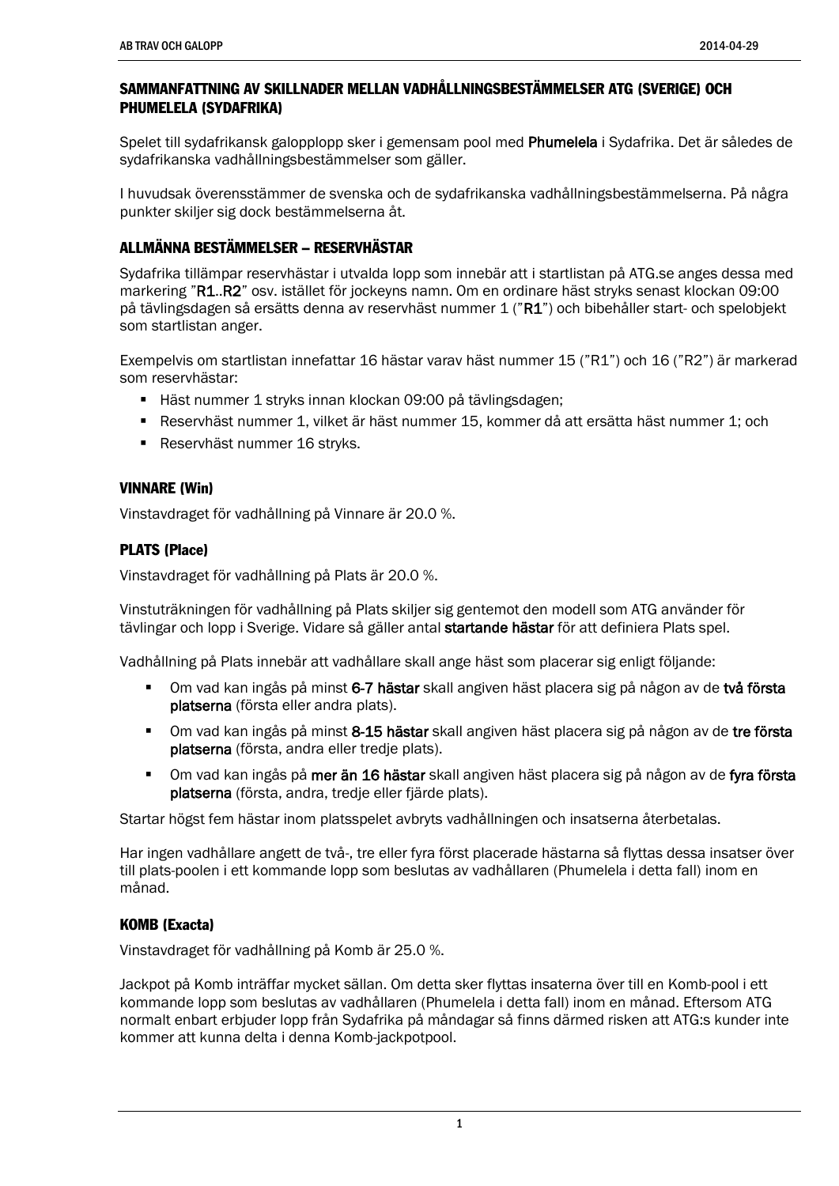## SAMMANFATTNING AV SKILLNADER MELLAN VADHÅLLNINGSBESTÄMMELSER ATG (SVERIGE) OCH PHUMELELA (SYDAFRIKA)

Spelet till sydafrikansk galopplopp sker i gemensam pool med **Phumelela** i Sydafrika. Det är således de sydafrikanska vadhållningsbestämmelser som gäller.

I huvudsak överensstämmer de svenska och de sydafrikanska vadhållningsbestämmelserna. På några punkter skiljer sig dock bestämmelserna åt.

### ALLMÄNNA BESTÄMMELSER – RESERVHÄSTAR

Sydafrika tillämpar reservhästar i utvalda lopp som innebär att i startlistan på ATG.se anges dessa med markering "**R1**..**R2**" osv. istället för jockeyns namn. Om en ordinare häst stryks senast klockan 09:00 på tävlingsdagen så ersätts denna av reservhäst nummer 1 ("**R1**") och bibehåller start- och spelobjekt som startlistan anger.

Exempelvis om startlistan innefattar 16 hästar varav häst nummer 15 ("R1") och 16 ("R2") är markerad som reservhästar:

- Häst nummer 1 stryks innan klockan 09:00 på tävlingsdagen;
- Reservhäst nummer 1, vilket är häst nummer 15, kommer då att ersätta häst nummer 1; och
- Reservhäst nummer 16 stryks.

### VINNARE (Win)

Vinstavdraget för vadhållning på Vinnare är 20.0 %.

### PLATS (Place)

Vinstavdraget för vadhållning på Plats är 20.0 %.

Vinstuträkningen för vadhållning på Plats skiljer sig gentemot den modell som ATG använder för tävlingar och lopp i Sverige. Vidare så gäller antal **startande hästar** för att definiera Plats spel.

Vadhållning på Plats innebär att vadhållare skall ange häst som placerar sig enligt följande:

- Om vad kan ingås på minst **6-7 hästar** skall angiven häst placera sig på någon av de **två första platserna** (första eller andra plats).
- Om vad kan ingås på minst **8-15 hästar** skall angiven häst placera sig på någon av de **tre första platserna** (första, andra eller tredje plats).
- Om vad kan ingås på **mer än 16 hästar** skall angiven häst placera sig på någon av de **fyra första platserna** (första, andra, tredje eller fjärde plats).

Startar högst fem hästar inom platsspelet avbryts vadhållningen och insatserna återbetalas.

Har ingen vadhållare angett de två-, tre eller fyra först placerade hästarna så flyttas dessa insatser över till plats-poolen i ett kommande lopp som beslutas av vadhållaren (Phumelela i detta fall) inom en månad.

### KOMB (Exacta)

Vinstavdraget för vadhållning på Komb är 25.0 %.

Jackpot på Komb inträffar mycket sällan. Om detta sker flyttas insaterna över till en Komb-pool i ett kommande lopp som beslutas av vadhållaren (Phumelela i detta fall) inom en månad. Eftersom ATG normalt enbart erbjuder lopp från Sydafrika på måndagar så finns därmed risken att ATG:s kunder inte kommer att kunna delta i denna Komb-jackpotpool.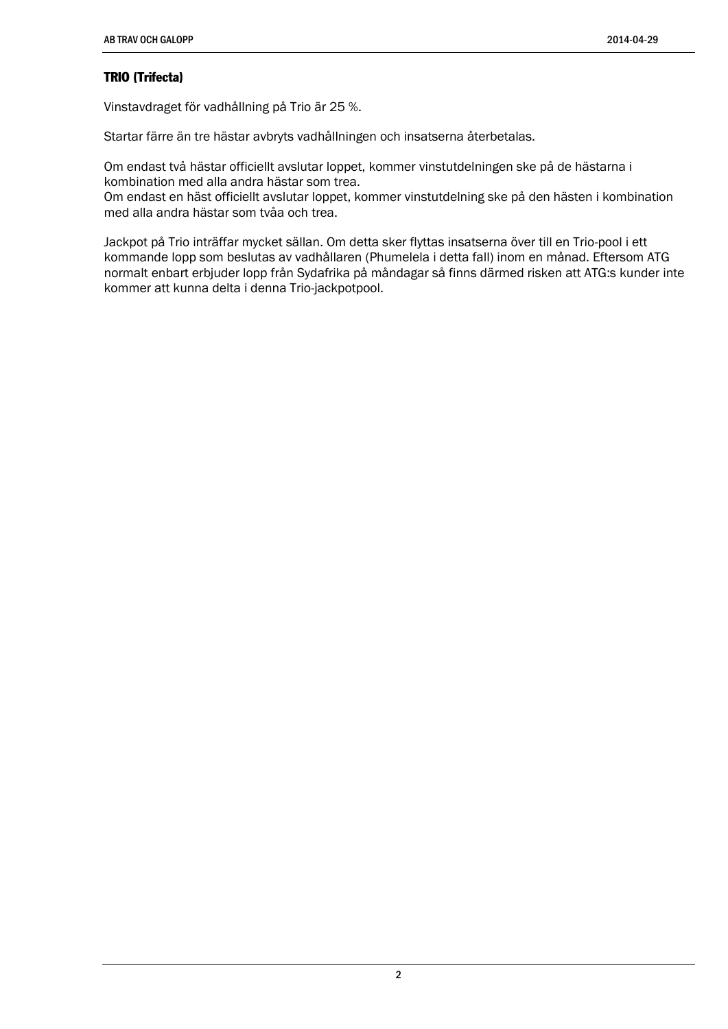## TRIO (Trifecta)

Vinstavdraget för vadhållning på Trio är 25 %.

Startar färre än tre hästar avbryts vadhållningen och insatserna återbetalas.

Om endast två hästar officiellt avslutar loppet, kommer vinstutdelningen ske på de hästarna i kombination med alla andra hästar som trea.
Om endast en häst officiellt avslutar loppet, kommer vinstutdelning ske på den hästen i kombination med alla andra hästar som tvåa och trea.

Jackpot på Trio inträffar mycket sällan. Om detta sker flyttas insatserna över till en Trio-pool i ett kommande lopp som beslutas av vadhållaren (Phumelela i detta fall) inom en månad. Eftersom ATG normalt enbart erbjuder lopp från Sydafrika på måndagar så finns därmed risken att ATG:s kunder inte kommer att kunna delta i denna Trio-jackpotpool.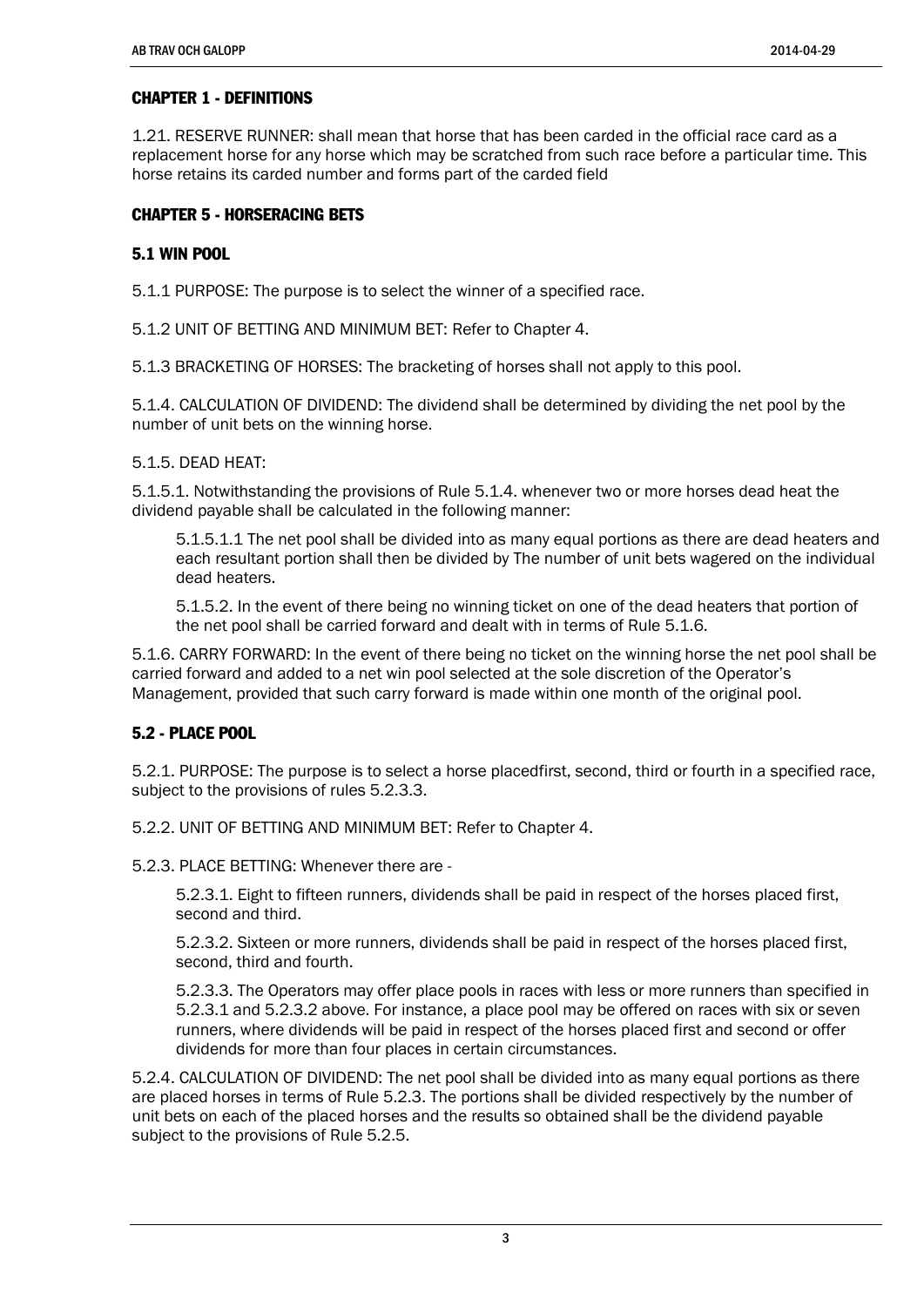## CHAPTER 1 - DEFINITIONS

1.21. RESERVE RUNNER: shall mean that horse that has been carded in the official race card as a replacement horse for any horse which may be scratched from such race before a particular time. This horse retains its carded number and forms part of the carded field

## CHAPTER 5 - HORSERACING BETS

### 5.1 WIN POOL

5.1.1 PURPOSE: The purpose is to select the winner of a specified race.

5.1.2 UNIT OF BETTING AND MINIMUM BET: Refer to Chapter 4.

5.1.3 BRACKETING OF HORSES: The bracketing of horses shall not apply to this pool.

5.1.4. CALCULATION OF DIVIDEND: The dividend shall be determined by dividing the net pool by the number of unit bets on the winning horse.

5.1.5. DEAD HEAT:

5.1.5.1. Notwithstanding the provisions of Rule 5.1.4. whenever two or more horses dead heat the dividend payable shall be calculated in the following manner:

> 5.1.5.1.1 The net pool shall be divided into as many equal portions as there are dead heaters and each resultant portion shall then be divided by The number of unit bets wagered on the individual dead heaters.
>
> 5.1.5.2. In the event of there being no winning ticket on one of the dead heaters that portion of the net pool shall be carried forward and dealt with in terms of Rule 5.1.6.

5.1.6. CARRY FORWARD: In the event of there being no ticket on the winning horse the net pool shall be carried forward and added to a net win pool selected at the sole discretion of the Operator's Management, provided that such carry forward is made within one month of the original pool.

### 5.2 - PLACE POOL

5.2.1. PURPOSE: The purpose is to select a horse placedfirst, second, third or fourth in a specified race, subject to the provisions of rules 5.2.3.3.

5.2.2. UNIT OF BETTING AND MINIMUM BET: Refer to Chapter 4.

5.2.3. PLACE BETTING: Whenever there are -

> 5.2.3.1. Eight to fifteen runners, dividends shall be paid in respect of the horses placed first, second and third.
>
> 5.2.3.2. Sixteen or more runners, dividends shall be paid in respect of the horses placed first, second, third and fourth.
>
> 5.2.3.3. The Operators may offer place pools in races with less or more runners than specified in 5.2.3.1 and 5.2.3.2 above. For instance, a place pool may be offered on races with six or seven runners, where dividends will be paid in respect of the horses placed first and second or offer dividends for more than four places in certain circumstances.

5.2.4. CALCULATION OF DIVIDEND: The net pool shall be divided into as many equal portions as there are placed horses in terms of Rule 5.2.3. The portions shall be divided respectively by the number of unit bets on each of the placed horses and the results so obtained shall be the dividend payable subject to the provisions of Rule 5.2.5.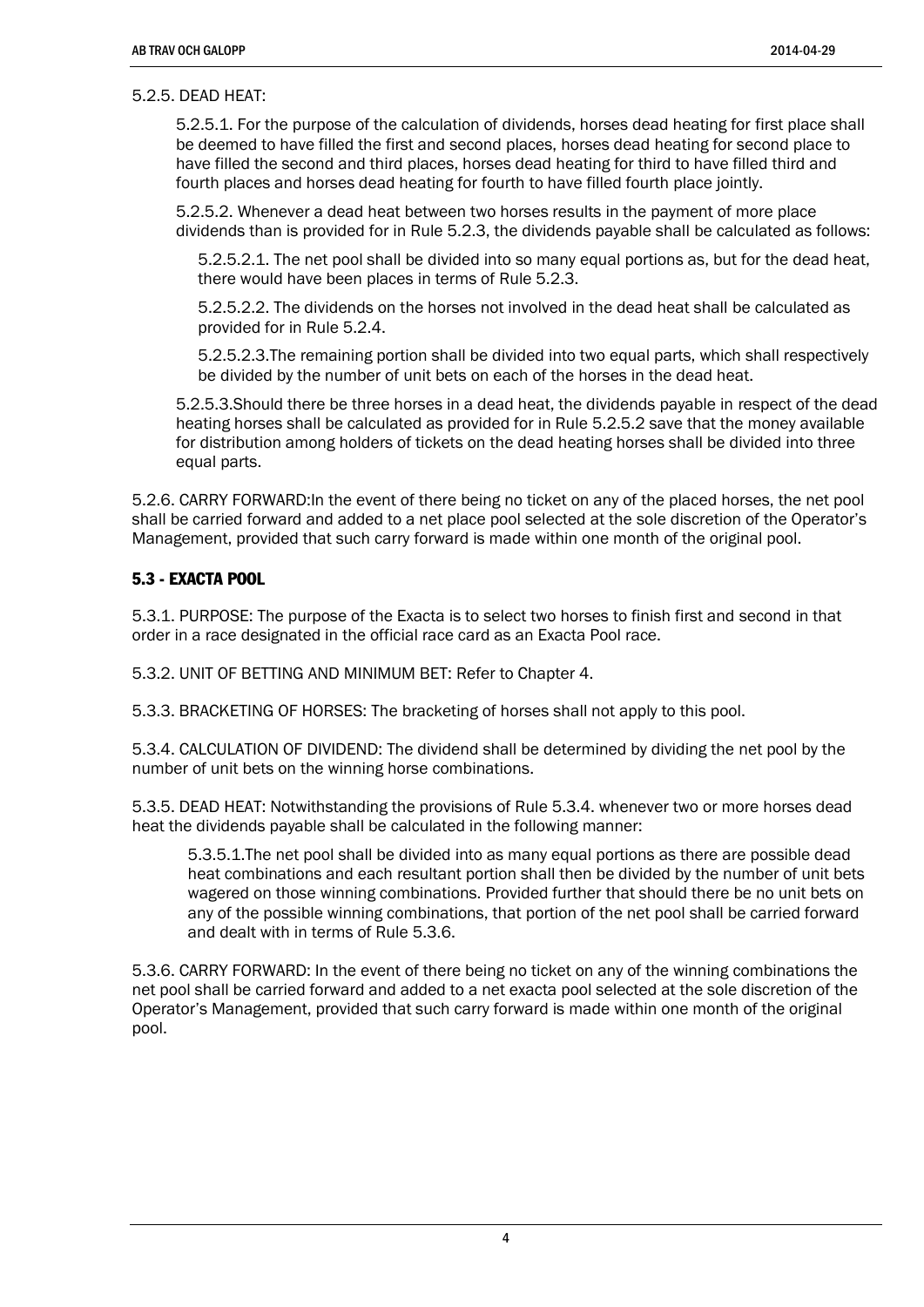5.2.5. DEAD HEAT:

5.2.5.1. For the purpose of the calculation of dividends, horses dead heating for first place shall be deemed to have filled the first and second places, horses dead heating for second place to have filled the second and third places, horses dead heating for third to have filled third and fourth places and horses dead heating for fourth to have filled fourth place jointly.

5.2.5.2. Whenever a dead heat between two horses results in the payment of more place dividends than is provided for in Rule 5.2.3, the dividends payable shall be calculated as follows:

5.2.5.2.1. The net pool shall be divided into so many equal portions as, but for the dead heat, there would have been places in terms of Rule 5.2.3.

5.2.5.2.2. The dividends on the horses not involved in the dead heat shall be calculated as provided for in Rule 5.2.4.

5.2.5.2.3.The remaining portion shall be divided into two equal parts, which shall respectively be divided by the number of unit bets on each of the horses in the dead heat.

5.2.5.3.Should there be three horses in a dead heat, the dividends payable in respect of the dead heating horses shall be calculated as provided for in Rule 5.2.5.2 save that the money available for distribution among holders of tickets on the dead heating horses shall be divided into three equal parts.

5.2.6. CARRY FORWARD:In the event of there being no ticket on any of the placed horses, the net pool shall be carried forward and added to a net place pool selected at the sole discretion of the Operator's Management, provided that such carry forward is made within one month of the original pool.

### 5.3 - EXACTA POOL

5.3.1. PURPOSE: The purpose of the Exacta is to select two horses to finish first and second in that order in a race designated in the official race card as an Exacta Pool race.

5.3.2. UNIT OF BETTING AND MINIMUM BET: Refer to Chapter 4.

5.3.3. BRACKETING OF HORSES: The bracketing of horses shall not apply to this pool.

5.3.4. CALCULATION OF DIVIDEND: The dividend shall be determined by dividing the net pool by the number of unit bets on the winning horse combinations.

5.3.5. DEAD HEAT: Notwithstanding the provisions of Rule 5.3.4. whenever two or more horses dead heat the dividends payable shall be calculated in the following manner:

5.3.5.1.The net pool shall be divided into as many equal portions as there are possible dead heat combinations and each resultant portion shall then be divided by the number of unit bets wagered on those winning combinations. Provided further that should there be no unit bets on any of the possible winning combinations, that portion of the net pool shall be carried forward and dealt with in terms of Rule 5.3.6.

5.3.6. CARRY FORWARD: In the event of there being no ticket on any of the winning combinations the net pool shall be carried forward and added to a net exacta pool selected at the sole discretion of the Operator's Management, provided that such carry forward is made within one month of the original pool.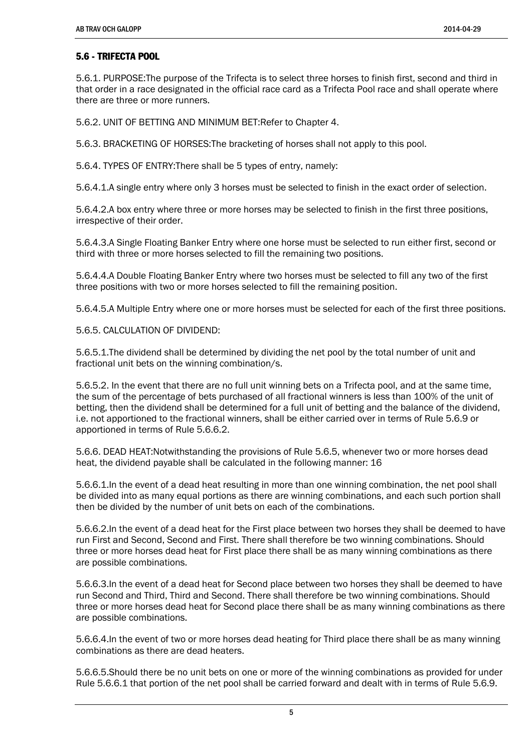### 5.6 - TRIFECTA POOL

5.6.1. PURPOSE:The purpose of the Trifecta is to select three horses to finish first, second and third in that order in a race designated in the official race card as a Trifecta Pool race and shall operate where there are three or more runners.

5.6.2. UNIT OF BETTING AND MINIMUM BET:Refer to Chapter 4.

5.6.3. BRACKETING OF HORSES:The bracketing of horses shall not apply to this pool.

5.6.4. TYPES OF ENTRY:There shall be 5 types of entry, namely:

5.6.4.1.A single entry where only 3 horses must be selected to finish in the exact order of selection.

5.6.4.2.A box entry where three or more horses may be selected to finish in the first three positions, irrespective of their order.

5.6.4.3.A Single Floating Banker Entry where one horse must be selected to run either first, second or third with three or more horses selected to fill the remaining two positions.

5.6.4.4.A Double Floating Banker Entry where two horses must be selected to fill any two of the first three positions with two or more horses selected to fill the remaining position.

5.6.4.5.A Multiple Entry where one or more horses must be selected for each of the first three positions.

5.6.5. CALCULATION OF DIVIDEND:

5.6.5.1.The dividend shall be determined by dividing the net pool by the total number of unit and fractional unit bets on the winning combination/s.

5.6.5.2. In the event that there are no full unit winning bets on a Trifecta pool, and at the same time, the sum of the percentage of bets purchased of all fractional winners is less than 100% of the unit of betting, then the dividend shall be determined for a full unit of betting and the balance of the dividend, i.e. not apportioned to the fractional winners, shall be either carried over in terms of Rule 5.6.9 or apportioned in terms of Rule 5.6.6.2.

5.6.6. DEAD HEAT:Notwithstanding the provisions of Rule 5.6.5, whenever two or more horses dead heat, the dividend payable shall be calculated in the following manner: 16

5.6.6.1.In the event of a dead heat resulting in more than one winning combination, the net pool shall be divided into as many equal portions as there are winning combinations, and each such portion shall then be divided by the number of unit bets on each of the combinations.

5.6.6.2.In the event of a dead heat for the First place between two horses they shall be deemed to have run First and Second, Second and First. There shall therefore be two winning combinations. Should three or more horses dead heat for First place there shall be as many winning combinations as there are possible combinations.

5.6.6.3.In the event of a dead heat for Second place between two horses they shall be deemed to have run Second and Third, Third and Second. There shall therefore be two winning combinations. Should three or more horses dead heat for Second place there shall be as many winning combinations as there are possible combinations.

5.6.6.4.In the event of two or more horses dead heating for Third place there shall be as many winning combinations as there are dead heaters.

5.6.6.5.Should there be no unit bets on one or more of the winning combinations as provided for under Rule 5.6.6.1 that portion of the net pool shall be carried forward and dealt with in terms of Rule 5.6.9.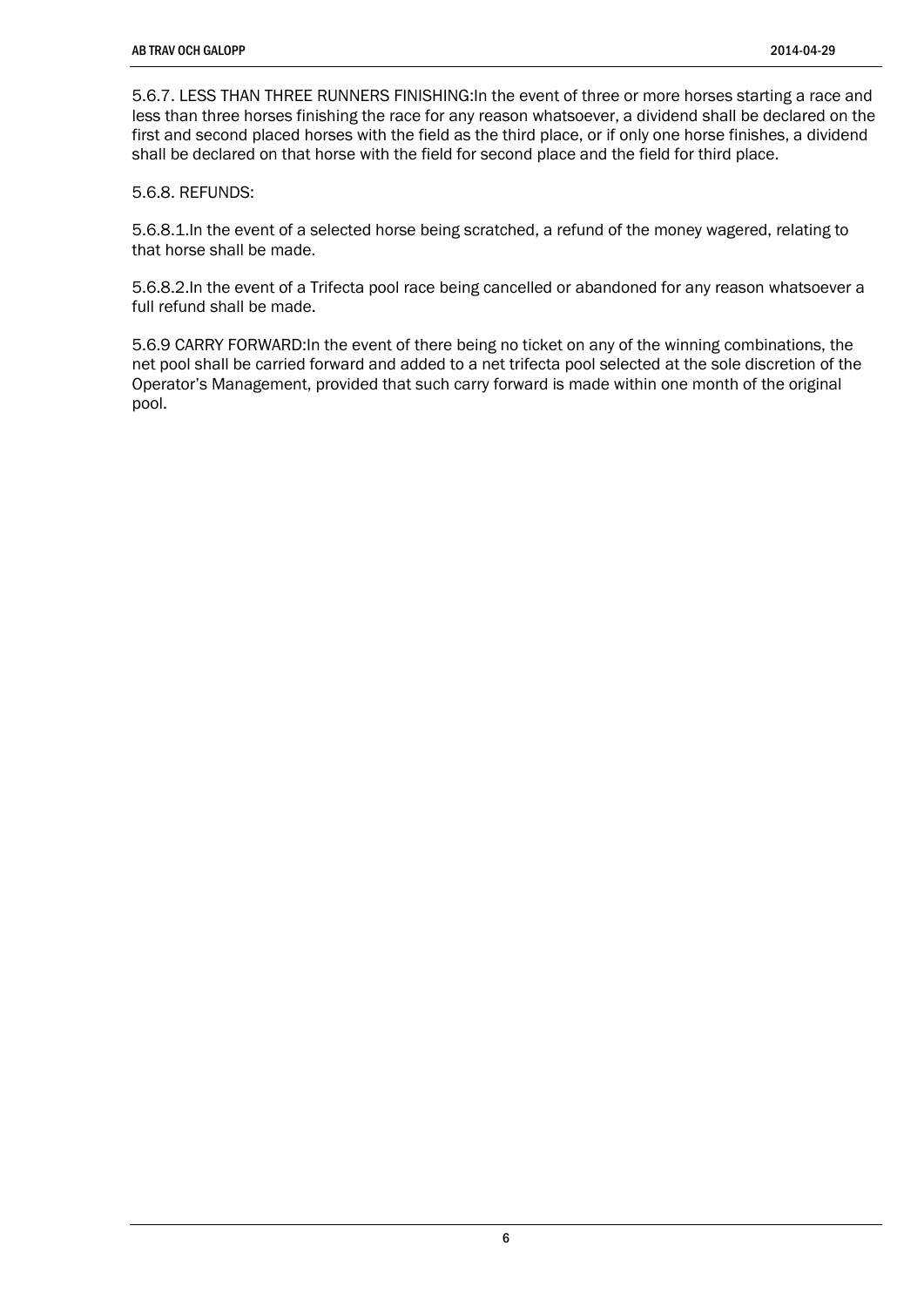5.6.7. LESS THAN THREE RUNNERS FINISHING:In the event of three or more horses starting a race and less than three horses finishing the race for any reason whatsoever, a dividend shall be declared on the first and second placed horses with the field as the third place, or if only one horse finishes, a dividend shall be declared on that horse with the field for second place and the field for third place.

5.6.8. REFUNDS:

5.6.8.1.In the event of a selected horse being scratched, a refund of the money wagered, relating to that horse shall be made.

5.6.8.2.In the event of a Trifecta pool race being cancelled or abandoned for any reason whatsoever a full refund shall be made.

5.6.9 CARRY FORWARD:In the event of there being no ticket on any of the winning combinations, the net pool shall be carried forward and added to a net trifecta pool selected at the sole discretion of the Operator's Management, provided that such carry forward is made within one month of the original pool.